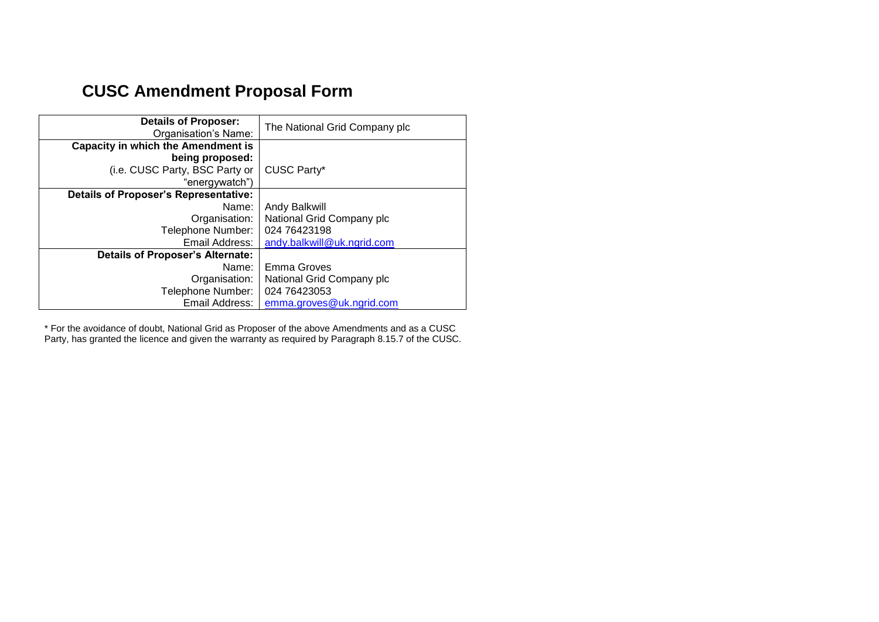# CUSC Amendment Proposal Form

| **Details of Proposer:** Organisation's Name: | The National Grid Company plc |
| --- | --- |
| **Capacity in which the Amendment is being proposed:** (i.e. CUSC Party, BSC Party or "energywatch") | CUSC Party* |
| **Details of Proposer's Representative:** | |
| Name: | Andy Balkwill |
| Organisation: | National Grid Company plc |
| Telephone Number: | 024 76423198 |
| Email Address: | andy.balkwill@uk.ngrid.com |
| **Details of Proposer's Alternate:** | |
| Name: | Emma Groves |
| Organisation: | National Grid Company plc |
| Telephone Number: | 024 76423053 |
| Email Address: | emma.groves@uk.ngrid.com |

* For the avoidance of doubt, National Grid as Proposer of the above Amendments and as a CUSC Party, has granted the licence and given the warranty as required by Paragraph 8.15.7 of the CUSC.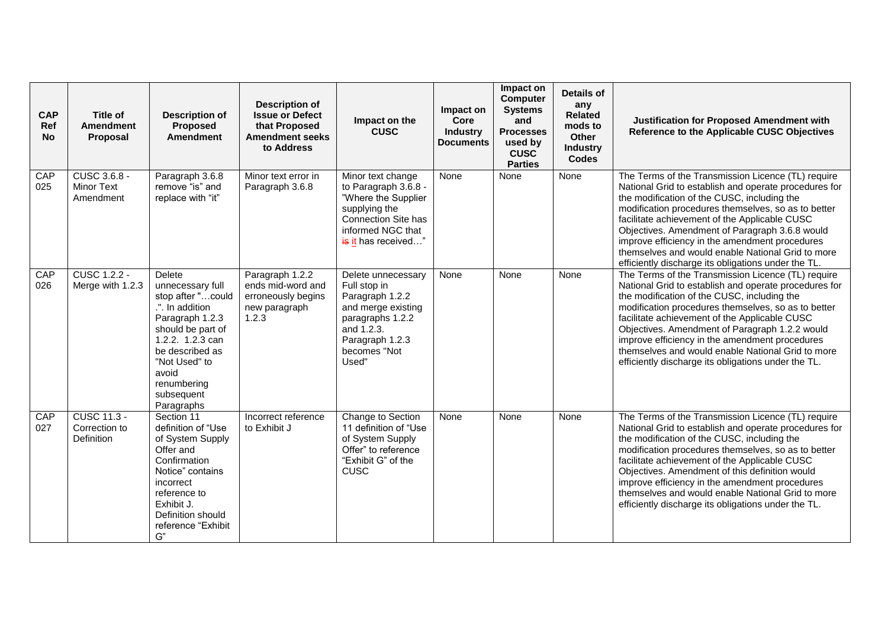| CAP Ref No | Title of Amendment Proposal | Description of Proposed Amendment | Description of Issue or Defect that Proposed Amendment seeks to Address | Impact on the CUSC | Impact on Core Industry Documents | Impact on Computer Systems and Processes used by CUSC Parties | Details of any Related mods to Other Industry Codes | Justification for Proposed Amendment with Reference to the Applicable CUSC Objectives |
|---|---|---|---|---|---|---|---|---|
| CAP 025 | CUSC 3.6.8 - Minor Text Amendment | Paragraph 3.6.8 remove "is" and replace with "it" | Minor text error in Paragraph 3.6.8 | Minor text change to Paragraph 3.6.8 - "Where the Supplier supplying the Connection Site has informed NGC that ~~is~~ it has received…" | None | None | None | The Terms of the Transmission Licence (TL) require National Grid to establish and operate procedures for the modification of the CUSC, including the modification procedures themselves, so as to better facilitate achievement of the Applicable CUSC Objectives. Amendment of Paragraph 3.6.8 would improve efficiency in the amendment procedures themselves and would enable National Grid to more efficiently discharge its obligations under the TL. |
| CAP 026 | CUSC 1.2.2 - Merge with 1.2.3 | Delete unnecessary full stop after "…could .". In addition Paragraph 1.2.3 should be part of 1.2.2. 1.2.3 can be described as "Not Used" to avoid renumbering subsequent Paragraphs | Paragraph 1.2.2 ends mid-word and erroneously begins new paragraph 1.2.3 | Delete unnecessary Full stop in Paragraph 1.2.2 and merge existing paragraphs 1.2.2 and 1.2.3. Paragraph 1.2.3 becomes "Not Used" | None | None | None | The Terms of the Transmission Licence (TL) require National Grid to establish and operate procedures for the modification of the CUSC, including the modification procedures themselves, so as to better facilitate achievement of the Applicable CUSC Objectives. Amendment of Paragraph 1.2.2 would improve efficiency in the amendment procedures themselves and would enable National Grid to more efficiently discharge its obligations under the TL. |
| CAP 027 | CUSC 11.3 - Correction to Definition | Section 11 definition of "Use of System Supply Offer and Confirmation Notice" contains incorrect reference to Exhibit J. Definition should reference "Exhibit G" | Incorrect reference to Exhibit J | Change to Section 11 definition of "Use of System Supply Offer" to reference "Exhibit G" of the CUSC | None | None | None | The Terms of the Transmission Licence (TL) require National Grid to establish and operate procedures for the modification of the CUSC, including the modification procedures themselves, so as to better facilitate achievement of the Applicable CUSC Objectives. Amendment of this definition would improve efficiency in the amendment procedures themselves and would enable National Grid to more efficiently discharge its obligations under the TL. |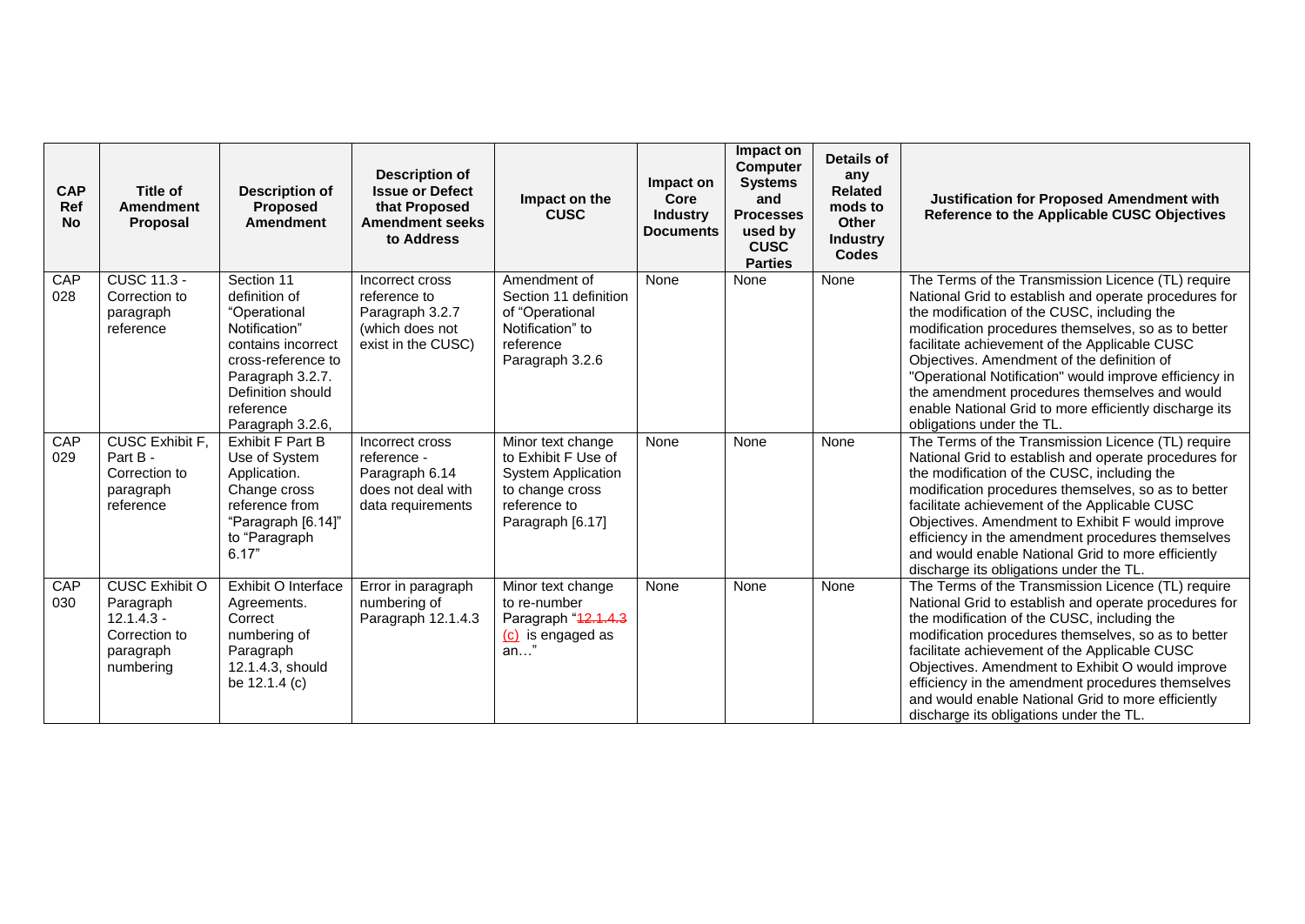| CAP Ref No | Title of Amendment Proposal | Description of Proposed Amendment | Description of Issue or Defect that Proposed Amendment seeks to Address | Impact on the CUSC | Impact on Core Industry Documents | Impact on Computer Systems and Processes used by CUSC Parties | Details of any Related mods to Other Industry Codes | Justification for Proposed Amendment with Reference to the Applicable CUSC Objectives |
|---|---|---|---|---|---|---|---|---|
| CAP 028 | CUSC 11.3 - Correction to paragraph reference | Section 11 definition of "Operational Notification" contains incorrect cross-reference to Paragraph 3.2.7. Definition should reference Paragraph 3.2.6, | Incorrect cross reference to Paragraph 3.2.7 (which does not exist in the CUSC) | Amendment of Section 11 definition of "Operational Notification" to reference Paragraph 3.2.6 | None | None | None | The Terms of the Transmission Licence (TL) require National Grid to establish and operate procedures for the modification of the CUSC, including the modification procedures themselves, so as to better facilitate achievement of the Applicable CUSC Objectives. Amendment of the definition of "Operational Notification" would improve efficiency in the amendment procedures themselves and would enable National Grid to more efficiently discharge its obligations under the TL. |
| CAP 029 | CUSC Exhibit F, Part B - Correction to paragraph reference | Exhibit F Part B Use of System Application. Change cross reference from "Paragraph [6.14]" to "Paragraph 6.17" | Incorrect cross reference - Paragraph 6.14 does not deal with data requirements | Minor text change to Exhibit F Use of System Application to change cross reference to Paragraph [6.17] | None | None | None | The Terms of the Transmission Licence (TL) require National Grid to establish and operate procedures for the modification of the CUSC, including the modification procedures themselves, so as to better facilitate achievement of the Applicable CUSC Objectives. Amendment to Exhibit F would improve efficiency in the amendment procedures themselves and would enable National Grid to more efficiently discharge its obligations under the TL. |
| CAP 030 | CUSC Exhibit O Paragraph 12.1.4.3 - Correction to paragraph numbering | Exhibit O Interface Agreements. Correct numbering of Paragraph 12.1.4.3, should be 12.1.4 (c) | Error in paragraph numbering of Paragraph 12.1.4.3 | Minor text change to re-number Paragraph "~~12.1.4.3~~ (c) is engaged as an…" | None | None | None | The Terms of the Transmission Licence (TL) require National Grid to establish and operate procedures for the modification of the CUSC, including the modification procedures themselves, so as to better facilitate achievement of the Applicable CUSC Objectives. Amendment to Exhibit O would improve efficiency in the amendment procedures themselves and would enable National Grid to more efficiently discharge its obligations under the TL. |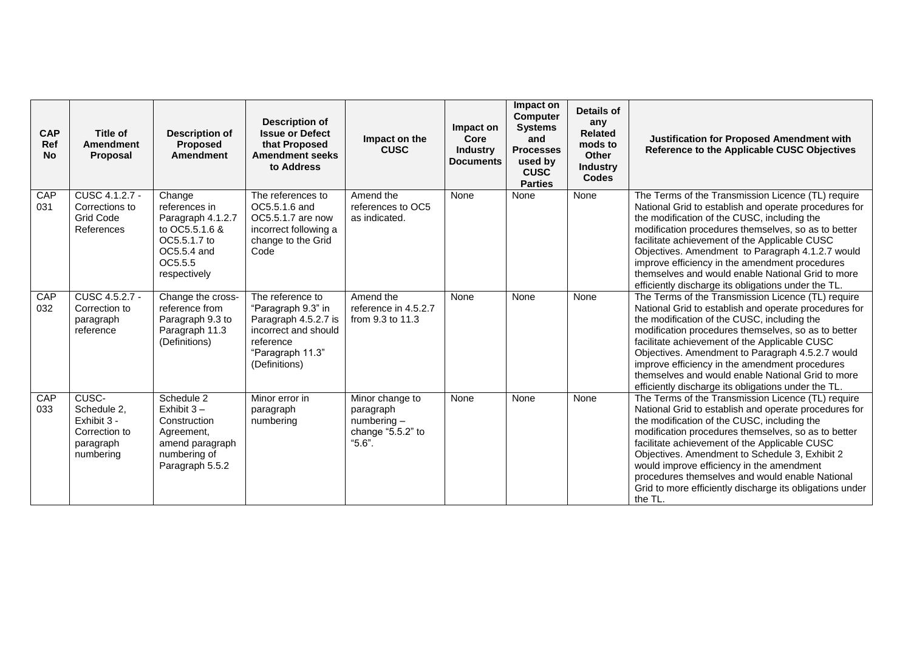| CAP Ref No | Title of Amendment Proposal | Description of Proposed Amendment | Description of Issue or Defect that Proposed Amendment seeks to Address | Impact on the CUSC | Impact on Core Industry Documents | Impact on Computer Systems and Processes used by CUSC Parties | Details of any Related mods to Other Industry Codes | Justification for Proposed Amendment with Reference to the Applicable CUSC Objectives |
|---|---|---|---|---|---|---|---|---|
| CAP 031 | CUSC 4.1.2.7 - Corrections to Grid Code References | Change references in Paragraph 4.1.2.7 to OC5.5.1.6 & OC5.5.1.7 to OC5.5.4 and OC5.5.5 respectively | The references to OC5.5.1.6 and OC5.5.1.7 are now incorrect following a change to the Grid Code | Amend the references to OC5 as indicated. | None | None | None | The Terms of the Transmission Licence (TL) require National Grid to establish and operate procedures for the modification of the CUSC, including the modification procedures themselves, so as to better facilitate achievement of the Applicable CUSC Objectives. Amendment to Paragraph 4.1.2.7 would improve efficiency in the amendment procedures themselves and would enable National Grid to more efficiently discharge its obligations under the TL. |
| CAP 032 | CUSC 4.5.2.7 - Correction to paragraph reference | Change the cross-reference from Paragraph 9.3 to Paragraph 11.3 (Definitions) | The reference to "Paragraph 9.3" in Paragraph 4.5.2.7 is incorrect and should reference "Paragraph 11.3" (Definitions) | Amend the reference in 4.5.2.7 from 9.3 to 11.3 | None | None | None | The Terms of the Transmission Licence (TL) require National Grid to establish and operate procedures for the modification of the CUSC, including the modification procedures themselves, so as to better facilitate achievement of the Applicable CUSC Objectives. Amendment to Paragraph 4.5.2.7 would improve efficiency in the amendment procedures themselves and would enable National Grid to more efficiently discharge its obligations under the TL. |
| CAP 033 | CUSC-Schedule 2, Exhibit 3 - Correction to paragraph numbering | Schedule 2 Exhibit 3 – Construction Agreement, amend paragraph numbering of Paragraph 5.5.2 | Minor error in paragraph numbering | Minor change to paragraph numbering – change "5.5.2" to "5.6". | None | None | None | The Terms of the Transmission Licence (TL) require National Grid to establish and operate procedures for the modification of the CUSC, including the modification procedures themselves, so as to better facilitate achievement of the Applicable CUSC Objectives. Amendment to Schedule 3, Exhibit 2 would improve efficiency in the amendment procedures themselves and would enable National Grid to more efficiently discharge its obligations under the TL. |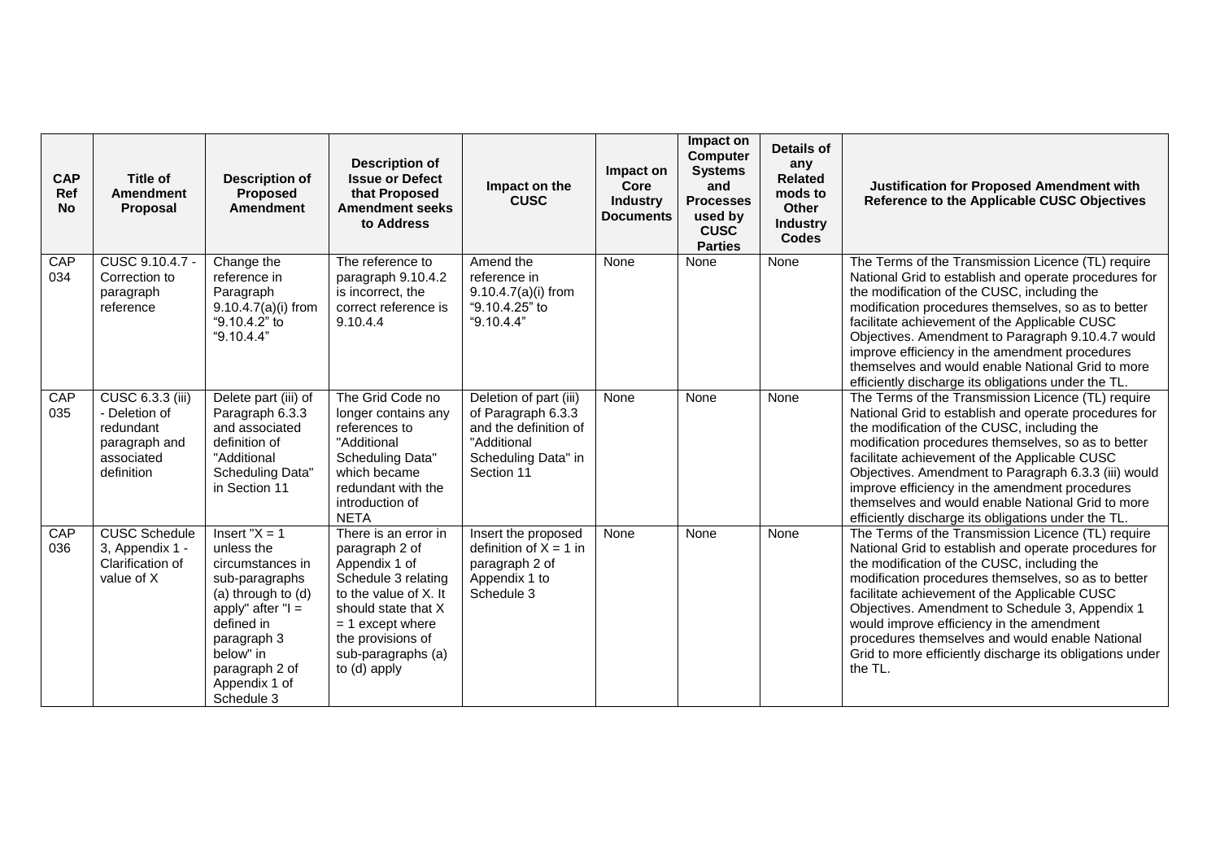| CAP Ref No | Title of Amendment Proposal | Description of Proposed Amendment | Description of Issue or Defect that Proposed Amendment seeks to Address | Impact on the CUSC | Impact on Core Industry Documents | Impact on Computer Systems and Processes used by CUSC Parties | Details of any Related mods to Other Industry Codes | Justification for Proposed Amendment with Reference to the Applicable CUSC Objectives |
|---|---|---|---|---|---|---|---|---|
| CAP 034 | CUSC 9.10.4.7 - Correction to paragraph reference | Change the reference in Paragraph 9.10.4.7(a)(i) from "9.10.4.2" to "9.10.4.4" | The reference to paragraph 9.10.4.2 is incorrect, the correct reference is 9.10.4.4 | Amend the reference in 9.10.4.7(a)(i) from "9.10.4.25" to "9.10.4.4" | None | None | None | The Terms of the Transmission Licence (TL) require National Grid to establish and operate procedures for the modification of the CUSC, including the modification procedures themselves, so as to better facilitate achievement of the Applicable CUSC Objectives. Amendment to Paragraph 9.10.4.7 would improve efficiency in the amendment procedures themselves and would enable National Grid to more efficiently discharge its obligations under the TL. |
| CAP 035 | CUSC 6.3.3 (iii) - Deletion of redundant paragraph and associated definition | Delete part (iii) of Paragraph 6.3.3 and associated definition of "Additional Scheduling Data" in Section 11 | The Grid Code no longer contains any references to "Additional Scheduling Data" which became redundant with the introduction of NETA | Deletion of part (iii) of Paragraph 6.3.3 and the definition of "Additional Scheduling Data" in Section 11 | None | None | None | The Terms of the Transmission Licence (TL) require National Grid to establish and operate procedures for the modification of the CUSC, including the modification procedures themselves, so as to better facilitate achievement of the Applicable CUSC Objectives. Amendment to Paragraph 6.3.3 (iii) would improve efficiency in the amendment procedures themselves and would enable National Grid to more efficiently discharge its obligations under the TL. |
| CAP 036 | CUSC Schedule 3, Appendix 1 - Clarification of value of X | Insert "X = 1 unless the circumstances in sub-paragraphs (a) through to (d) apply" after "I = defined in paragraph 3 below" in paragraph 2 of Appendix 1 of Schedule 3 | There is an error in paragraph 2 of Appendix 1 of Schedule 3 relating to the value of X. It should state that X = 1 except where the provisions of sub-paragraphs (a) to (d) apply | Insert the proposed definition of X = 1 in paragraph 2 of Appendix 1 to Schedule 3 | None | None | None | The Terms of the Transmission Licence (TL) require National Grid to establish and operate procedures for the modification of the CUSC, including the modification procedures themselves, so as to better facilitate achievement of the Applicable CUSC Objectives. Amendment to Schedule 3, Appendix 1 would improve efficiency in the amendment procedures themselves and would enable National Grid to more efficiently discharge its obligations under the TL. |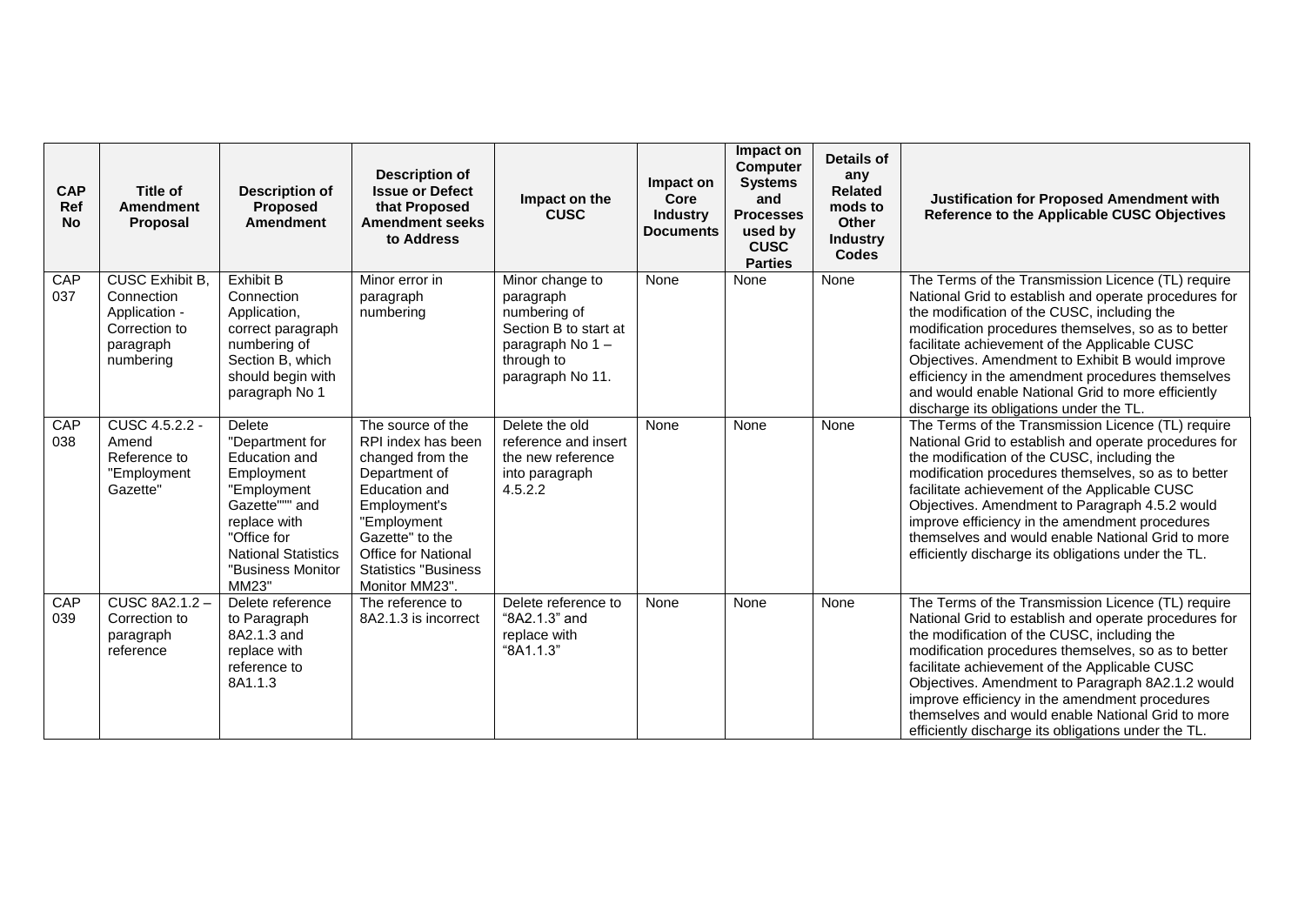| CAP Ref No | Title of Amendment Proposal | Description of Proposed Amendment | Description of Issue or Defect that Proposed Amendment seeks to Address | Impact on the CUSC | Impact on Core Industry Documents | Impact on Computer Systems and Processes used by CUSC Parties | Details of any Related mods to Other Industry Codes | Justification for Proposed Amendment with Reference to the Applicable CUSC Objectives |
|---|---|---|---|---|---|---|---|---|
| CAP 037 | CUSC Exhibit B, Connection Application - Correction to paragraph numbering | Exhibit B Connection Application, correct paragraph numbering of Section B, which should begin with paragraph No 1 | Minor error in paragraph numbering | Minor change to paragraph numbering of Section B to start at paragraph No 1 – through to paragraph No 11. | None | None | None | The Terms of the Transmission Licence (TL) require National Grid to establish and operate procedures for the modification of the CUSC, including the modification procedures themselves, so as to better facilitate achievement of the Applicable CUSC Objectives. Amendment to Exhibit B would improve efficiency in the amendment procedures themselves and would enable National Grid to more efficiently discharge its obligations under the TL. |
| CAP 038 | CUSC 4.5.2.2 - Amend Reference to "Employment Gazette" | Delete "Department for Education and Employment "Employment Gazette""" and replace with "Office for National Statistics "Business Monitor MM23" | The source of the RPI index has been changed from the Department of Education and Employment's "Employment Gazette" to the Office for National Statistics "Business Monitor MM23". | Delete the old reference and insert the new reference into paragraph 4.5.2.2 | None | None | None | The Terms of the Transmission Licence (TL) require National Grid to establish and operate procedures for the modification of the CUSC, including the modification procedures themselves, so as to better facilitate achievement of the Applicable CUSC Objectives. Amendment to Paragraph 4.5.2 would improve efficiency in the amendment procedures themselves and would enable National Grid to more efficiently discharge its obligations under the TL. |
| CAP 039 | CUSC 8A2.1.2 – Correction to paragraph reference | Delete reference to Paragraph 8A2.1.3 and replace with reference to 8A1.1.3 | The reference to 8A2.1.3 is incorrect | Delete reference to "8A2.1.3" and replace with "8A1.1.3" | None | None | None | The Terms of the Transmission Licence (TL) require National Grid to establish and operate procedures for the modification of the CUSC, including the modification procedures themselves, so as to better facilitate achievement of the Applicable CUSC Objectives. Amendment to Paragraph 8A2.1.2 would improve efficiency in the amendment procedures themselves and would enable National Grid to more efficiently discharge its obligations under the TL. |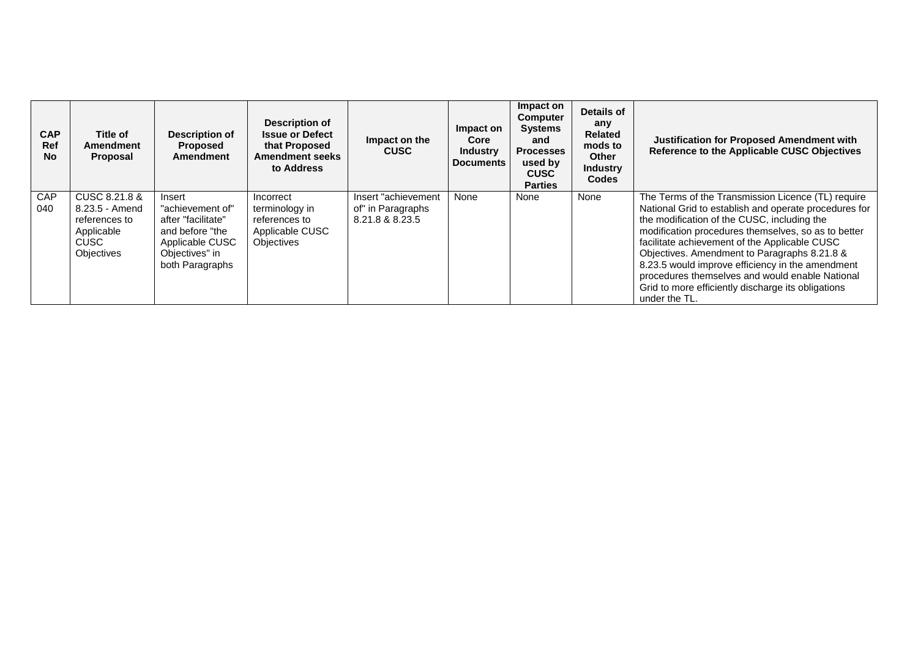| CAP Ref No | Title of Amendment Proposal | Description of Proposed Amendment | Description of Issue or Defect that Proposed Amendment seeks to Address | Impact on the CUSC | Impact on Core Industry Documents | Impact on Computer Systems and Processes used by CUSC Parties | Details of any Related mods to Other Industry Codes | Justification for Proposed Amendment with Reference to the Applicable CUSC Objectives |
|---|---|---|---|---|---|---|---|---|
| CAP 040 | CUSC 8.21.8 & 8.23.5 - Amend references to Applicable CUSC Objectives | Insert "achievement of" after "facilitate" and before "the Applicable CUSC Objectives" in both Paragraphs | Incorrect terminology in references to Applicable CUSC Objectives | Insert "achievement of" in Paragraphs 8.21.8 & 8.23.5 | None | None | None | The Terms of the Transmission Licence (TL) require National Grid to establish and operate procedures for the modification of the CUSC, including the modification procedures themselves, so as to better facilitate achievement of the Applicable CUSC Objectives. Amendment to Paragraphs 8.21.8 & 8.23.5 would improve efficiency in the amendment procedures themselves and would enable National Grid to more efficiently discharge its obligations under the TL. |